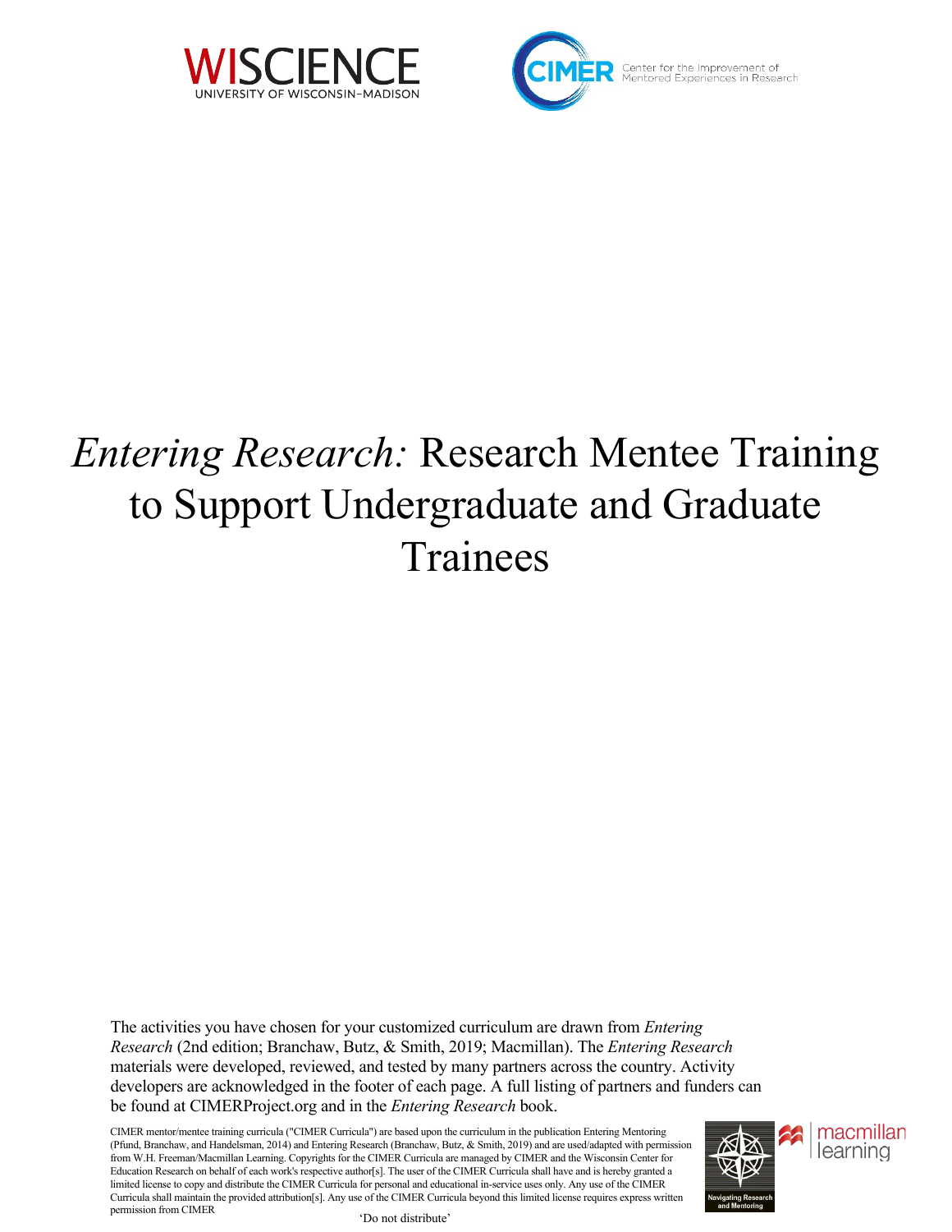WISCIENCE
UNIVERSITY OF WISCONSIN–MADISON

CIMER Center for the Improvement of Mentored Experiences in Research

# *Entering Research:* Research Mentee Training to Support Undergraduate and Graduate Trainees

The activities you have chosen for your customized curriculum are drawn from *Entering Research* (2nd edition; Branchaw, Butz, & Smith, 2019; Macmillan). The *Entering Research* materials were developed, reviewed, and tested by many partners across the country. Activity developers are acknowledged in the footer of each page. A full listing of partners and funders can be found at CIMERProject.org and in the *Entering Research* book.

CIMER mentor/mentee training curricula ("CIMER Curricula") are based upon the curriculum in the publication Entering Mentoring (Pfund, Branchaw, and Handelsman, 2014) and Entering Research (Branchaw, Butz, & Smith, 2019) and are used/adapted with permission from W.H. Freeman/Macmillan Learning. Copyrights for the CIMER Curricula are managed by CIMER and the Wisconsin Center for Education Research on behalf of each work's respective author[s]. The user of the CIMER Curricula shall have and is hereby granted a limited license to copy and distribute the CIMER Curricula for personal and educational in-service uses only. Any use of the CIMER Curricula shall maintain the provided attribution[s]. Any use of the CIMER Curricula beyond this limited license requires express written permission from CIMER

'Do not distribute'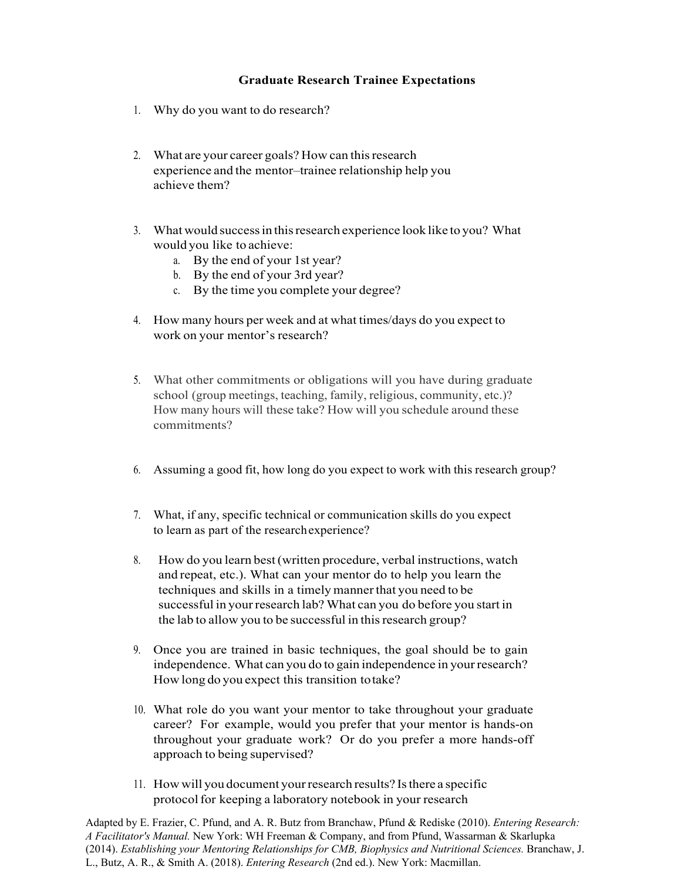## Graduate Research Trainee Expectations

1. Why do you want to do research?

2. What are your career goals? How can this research experience and the mentor–trainee relationship help you achieve them?

3. What would success in this research experience look like to you? What would you like to achieve:
   a. By the end of your 1st year?
   b. By the end of your 3rd year?
   c. By the time you complete your degree?

4. How many hours per week and at what times/days do you expect to work on your mentor's research?

5. What other commitments or obligations will you have during graduate school (group meetings, teaching, family, religious, community, etc.)? How many hours will these take? How will you schedule around these commitments?

6. Assuming a good fit, how long do you expect to work with this research group?

7. What, if any, specific technical or communication skills do you expect to learn as part of the research experience?

8. How do you learn best (written procedure, verbal instructions, watch and repeat, etc.). What can your mentor do to help you learn the techniques and skills in a timely manner that you need to be successful in your research lab? What can you do before you start in the lab to allow you to be successful in this research group?

9. Once you are trained in basic techniques, the goal should be to gain independence. What can you do to gain independence in your research? How long do you expect this transition to take?

10. What role do you want your mentor to take throughout your graduate career? For example, would you prefer that your mentor is hands-on throughout your graduate work? Or do you prefer a more hands-off approach to being supervised?

11. How will you document your research results? Is there a specific protocol for keeping a laboratory notebook in your research

Adapted by E. Frazier, C. Pfund, and A. R. Butz from Branchaw, Pfund & Rediske (2010). *Entering Research: A Facilitator's Manual.* New York: WH Freeman & Company, and from Pfund, Wassarman & Skarlupka (2014). *Establishing your Mentoring Relationships for CMB, Biophysics and Nutritional Sciences.* Branchaw, J. L., Butz, A. R., & Smith A. (2018). *Entering Research* (2nd ed.). New York: Macmillan.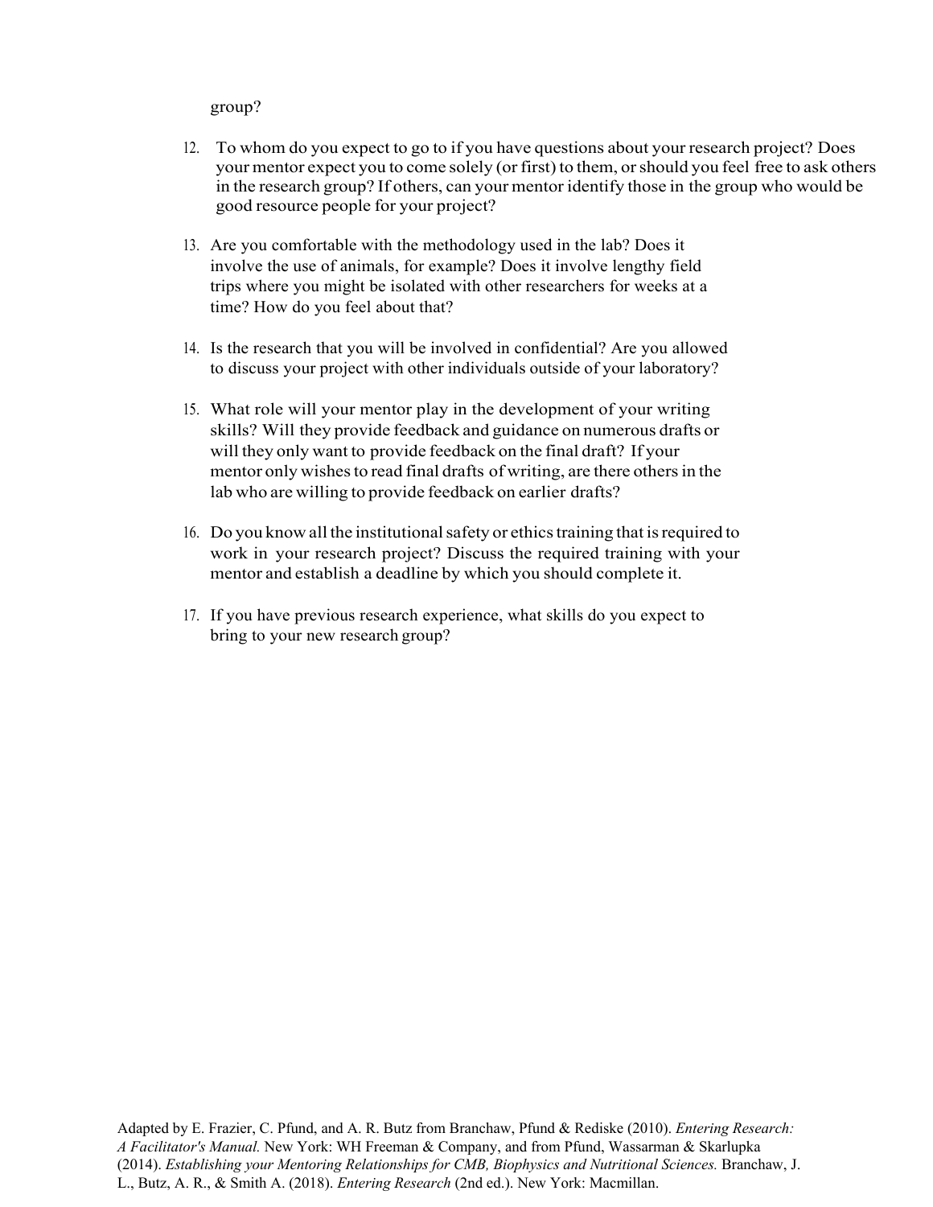group?

12. To whom do you expect to go to if you have questions about your research project? Does your mentor expect you to come solely (or first) to them, or should you feel free to ask others in the research group? If others, can your mentor identify those in the group who would be good resource people for your project?

13. Are you comfortable with the methodology used in the lab? Does it involve the use of animals, for example? Does it involve lengthy field trips where you might be isolated with other researchers for weeks at a time? How do you feel about that?

14. Is the research that you will be involved in confidential? Are you allowed to discuss your project with other individuals outside of your laboratory?

15. What role will your mentor play in the development of your writing skills? Will they provide feedback and guidance on numerous drafts or will they only want to provide feedback on the final draft? If your mentor only wishes to read final drafts of writing, are there others in the lab who are willing to provide feedback on earlier drafts?

16. Do you know all the institutional safety or ethics training that is required to work in your research project? Discuss the required training with your mentor and establish a deadline by which you should complete it.

17. If you have previous research experience, what skills do you expect to bring to your new research group?

Adapted by E. Frazier, C. Pfund, and A. R. Butz from Branchaw, Pfund & Rediske (2010). *Entering Research: A Facilitator's Manual.* New York: WH Freeman & Company, and from Pfund, Wassarman & Skarlupka (2014). *Establishing your Mentoring Relationships for CMB, Biophysics and Nutritional Sciences.* Branchaw, J. L., Butz, A. R., & Smith A. (2018). *Entering Research* (2nd ed.). New York: Macmillan.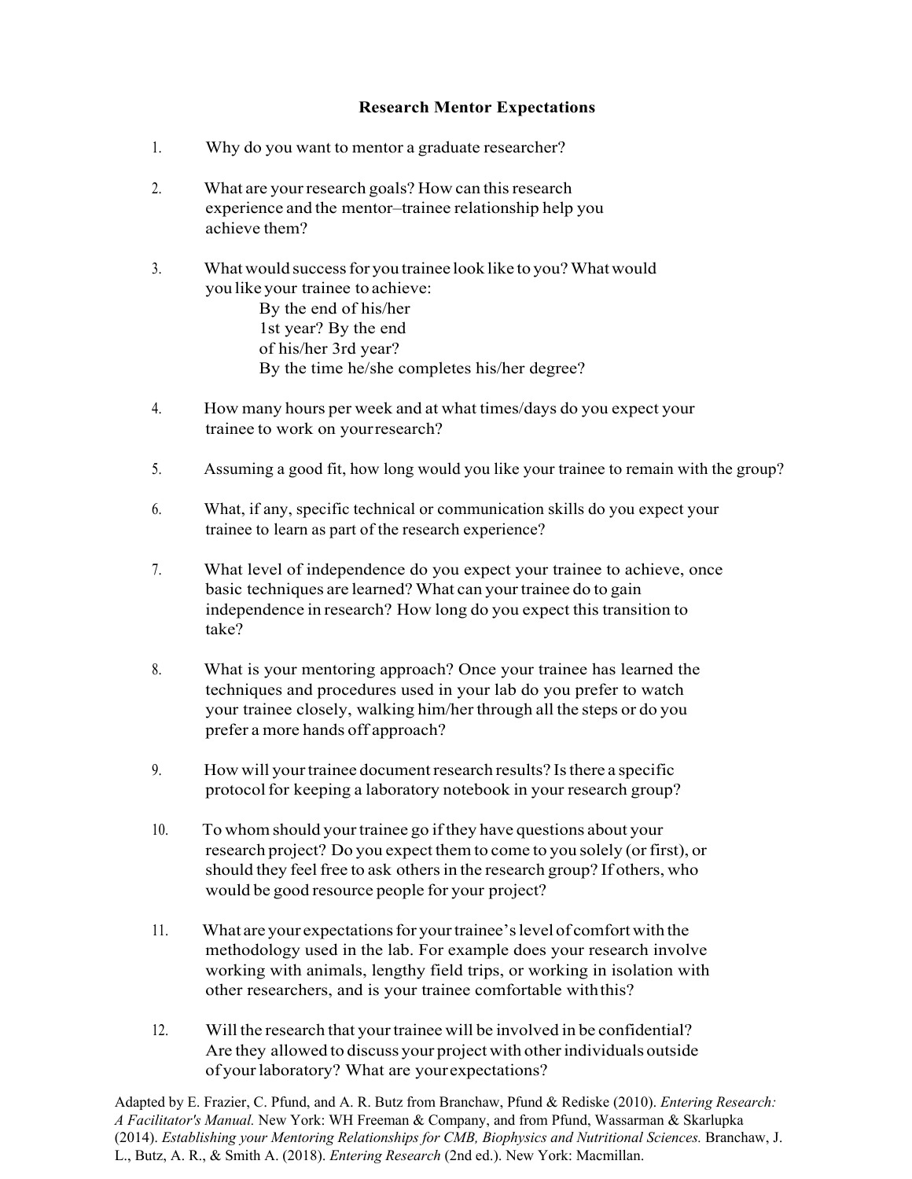## Research Mentor Expectations

1. Why do you want to mentor a graduate researcher?

2. What are your research goals? How can this research experience and the mentor–trainee relationship help you achieve them?

3. What would success for you trainee look like to you? What would you like your trainee to achieve:
   - By the end of his/her 1st year? By the end of his/her 3rd year?
   - By the time he/she completes his/her degree?

4. How many hours per week and at what times/days do you expect your trainee to work on your research?

5. Assuming a good fit, how long would you like your trainee to remain with the group?

6. What, if any, specific technical or communication skills do you expect your trainee to learn as part of the research experience?

7. What level of independence do you expect your trainee to achieve, once basic techniques are learned? What can your trainee do to gain independence in research? How long do you expect this transition to take?

8. What is your mentoring approach? Once your trainee has learned the techniques and procedures used in your lab do you prefer to watch your trainee closely, walking him/her through all the steps or do you prefer a more hands off approach?

9. How will your trainee document research results? Is there a specific protocol for keeping a laboratory notebook in your research group?

10. To whom should your trainee go if they have questions about your research project? Do you expect them to come to you solely (or first), or should they feel free to ask others in the research group? If others, who would be good resource people for your project?

11. What are your expectations for your trainee's level of comfort with the methodology used in the lab. For example does your research involve working with animals, lengthy field trips, or working in isolation with other researchers, and is your trainee comfortable with this?

12. Will the research that your trainee will be involved in be confidential? Are they allowed to discuss your project with other individuals outside of your laboratory? What are your expectations?

Adapted by E. Frazier, C. Pfund, and A. R. Butz from Branchaw, Pfund & Rediske (2010). *Entering Research: A Facilitator's Manual.* New York: WH Freeman & Company, and from Pfund, Wassarman & Skarlupka (2014). *Establishing your Mentoring Relationships for CMB, Biophysics and Nutritional Sciences.* Branchaw, J. L., Butz, A. R., & Smith A. (2018). *Entering Research* (2nd ed.). New York: Macmillan.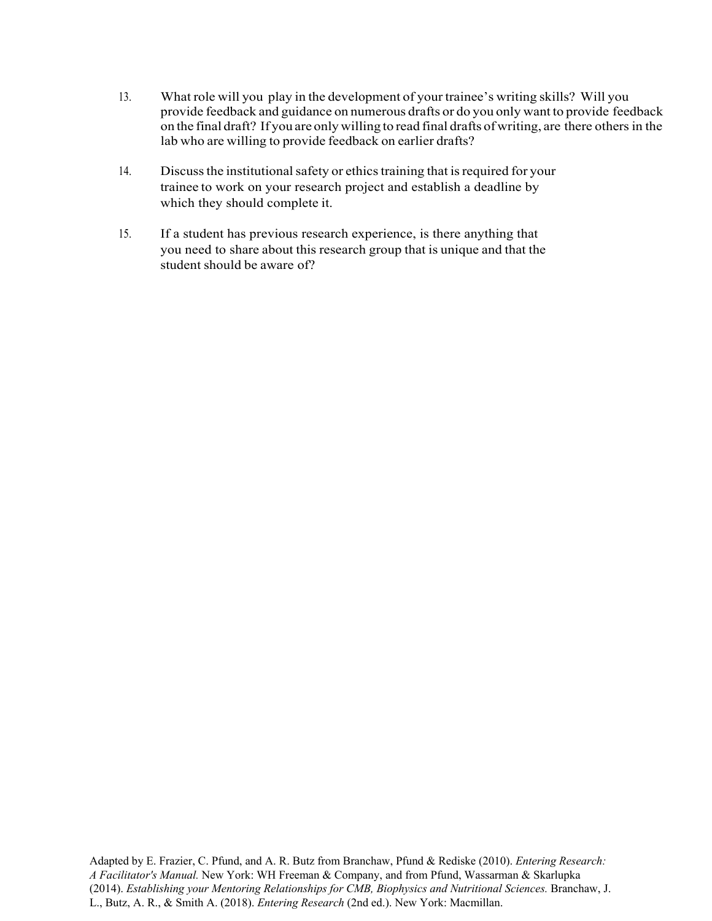13. What role will you play in the development of your trainee's writing skills? Will you provide feedback and guidance on numerous drafts or do you only want to provide feedback on the final draft? If you are only willing to read final drafts of writing, are there others in the lab who are willing to provide feedback on earlier drafts?

14. Discuss the institutional safety or ethics training that is required for your trainee to work on your research project and establish a deadline by which they should complete it.

15. If a student has previous research experience, is there anything that you need to share about this research group that is unique and that the student should be aware of?

Adapted by E. Frazier, C. Pfund, and A. R. Butz from Branchaw, Pfund & Rediske (2010). *Entering Research: A Facilitator's Manual.* New York: WH Freeman & Company, and from Pfund, Wassarman & Skarlupka (2014). *Establishing your Mentoring Relationships for CMB, Biophysics and Nutritional Sciences.* Branchaw, J. L., Butz, A. R., & Smith A. (2018). *Entering Research* (2nd ed.). New York: Macmillan.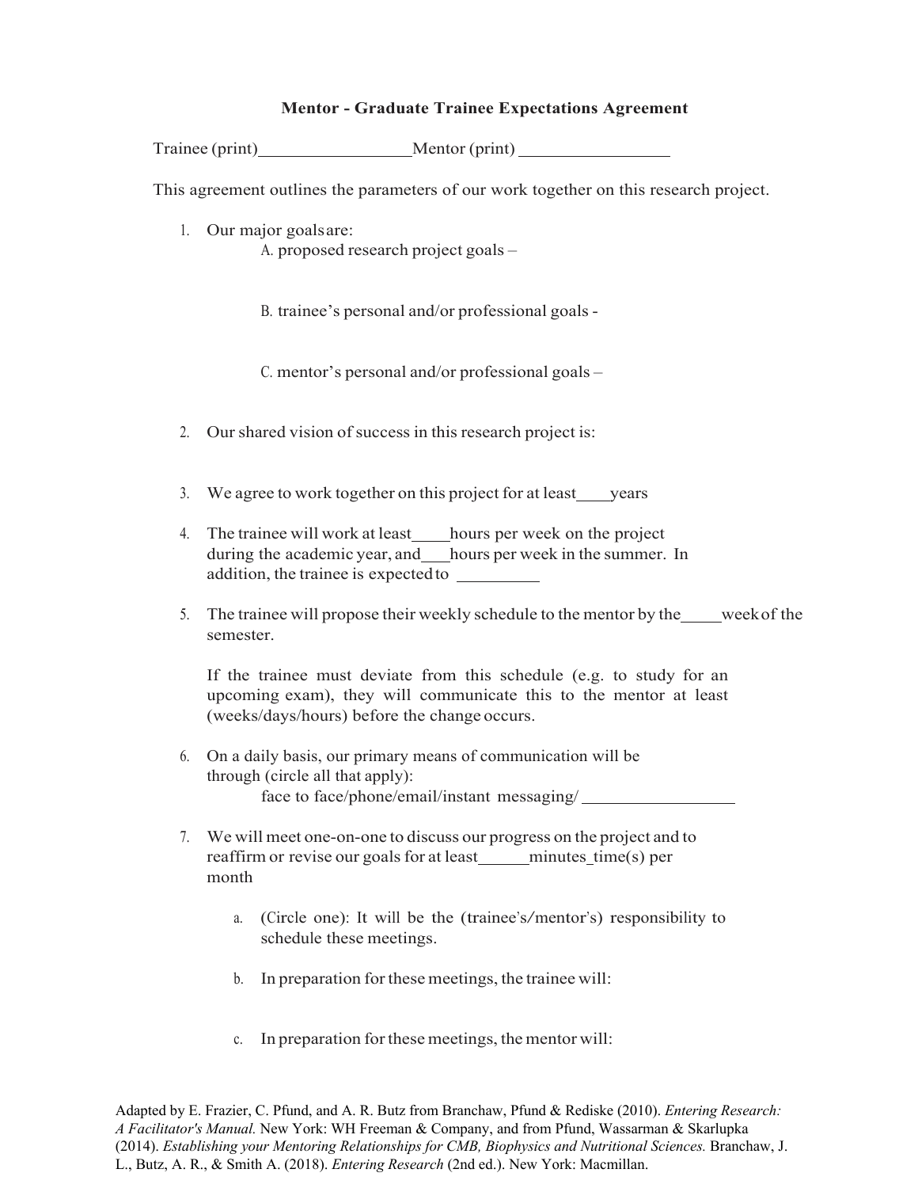**Mentor - Graduate Trainee Expectations Agreement**

Trainee (print)_________________Mentor (print) _________________

This agreement outlines the parameters of our work together on this research project.

1. Our major goals are:
   - A. proposed research project goals –

   - B. trainee's personal and/or professional goals -

   - C. mentor's personal and/or professional goals –

2. Our shared vision of success in this research project is:

3. We agree to work together on this project for at least____years

4. The trainee will work at least____hours per week on the project during the academic year, and___hours per week in the summer. In addition, the trainee is expected to _________

5. The trainee will propose their weekly schedule to the mentor by the_____week of the semester.

   If the trainee must deviate from this schedule (e.g. to study for an upcoming exam), they will communicate this to the mentor at least (weeks/days/hours) before the change occurs.

6. On a daily basis, our primary means of communication will be through (circle all that apply):
   face to face/phone/email/instant messaging/_________________

7. We will meet one-on-one to discuss our progress on the project and to reaffirm or revise our goals for at least______minutes_time(s) per month

   a. (Circle one): It will be the (trainee's/mentor's) responsibility to schedule these meetings.

   b. In preparation for these meetings, the trainee will:

   c. In preparation for these meetings, the mentor will:

Adapted by E. Frazier, C. Pfund, and A. R. Butz from Branchaw, Pfund & Rediske (2010). *Entering Research: A Facilitator's Manual.* New York: WH Freeman & Company, and from Pfund, Wassarman & Skarlupka (2014). *Establishing your Mentoring Relationships for CMB, Biophysics and Nutritional Sciences.* Branchaw, J. L., Butz, A. R., & Smith A. (2018). *Entering Research* (2nd ed.). New York: Macmillan.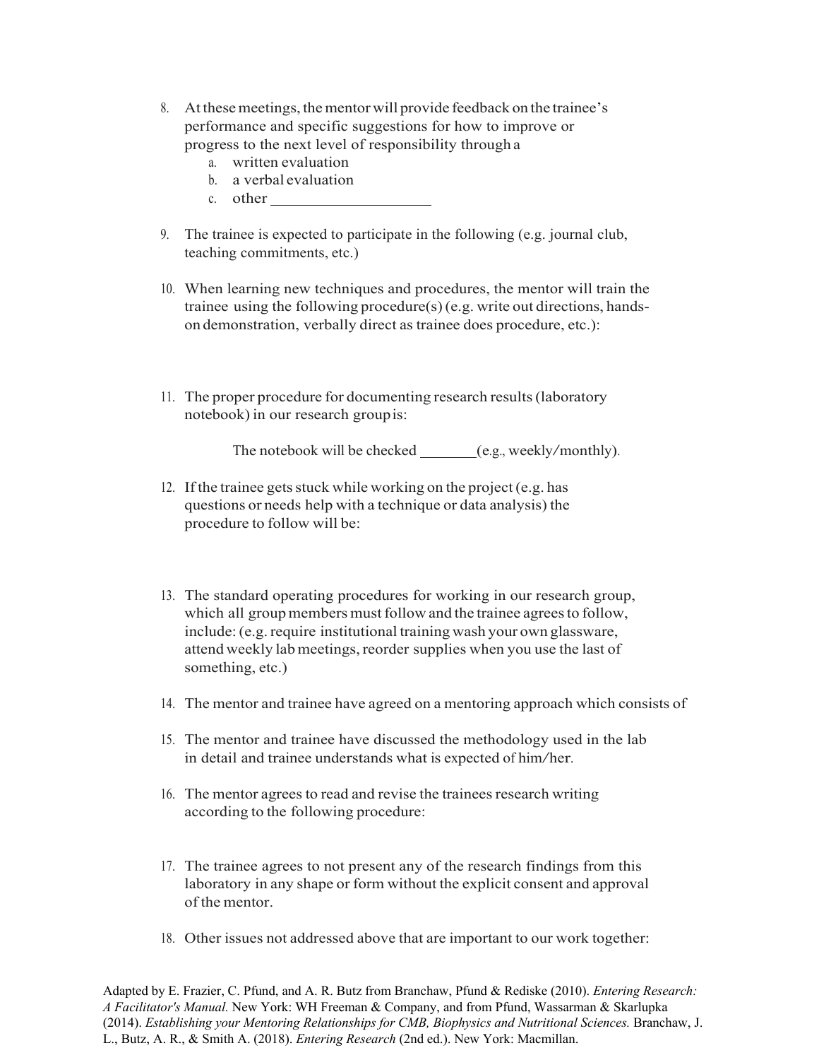8. At these meetings, the mentor will provide feedback on the trainee's performance and specific suggestions for how to improve or progress to the next level of responsibility through a
   a. written evaluation
   b. a verbal evaluation
   c. other ____________________

9. The trainee is expected to participate in the following (e.g. journal club, teaching commitments, etc.)

10. When learning new techniques and procedures, the mentor will train the trainee using the following procedure(s) (e.g. write out directions, hands-on demonstration, verbally direct as trainee does procedure, etc.):

11. The proper procedure for documenting research results (laboratory notebook) in our research group is:

    The notebook will be checked ________(e.g., weekly/monthly).

12. If the trainee gets stuck while working on the project (e.g. has questions or needs help with a technique or data analysis) the procedure to follow will be:

13. The standard operating procedures for working in our research group, which all group members must follow and the trainee agrees to follow, include: (e.g. require institutional training wash your own glassware, attend weekly lab meetings, reorder supplies when you use the last of something, etc.)

14. The mentor and trainee have agreed on a mentoring approach which consists of

15. The mentor and trainee have discussed the methodology used in the lab in detail and trainee understands what is expected of him/her.

16. The mentor agrees to read and revise the trainees research writing according to the following procedure:

17. The trainee agrees to not present any of the research findings from this laboratory in any shape or form without the explicit consent and approval of the mentor.

18. Other issues not addressed above that are important to our work together:

Adapted by E. Frazier, C. Pfund, and A. R. Butz from Branchaw, Pfund & Rediske (2010). *Entering Research: A Facilitator's Manual.* New York: WH Freeman & Company, and from Pfund, Wassarman & Skarlupka (2014). *Establishing your Mentoring Relationships for CMB, Biophysics and Nutritional Sciences.* Branchaw, J. L., Butz, A. R., & Smith A. (2018). *Entering Research* (2nd ed.). New York: Macmillan.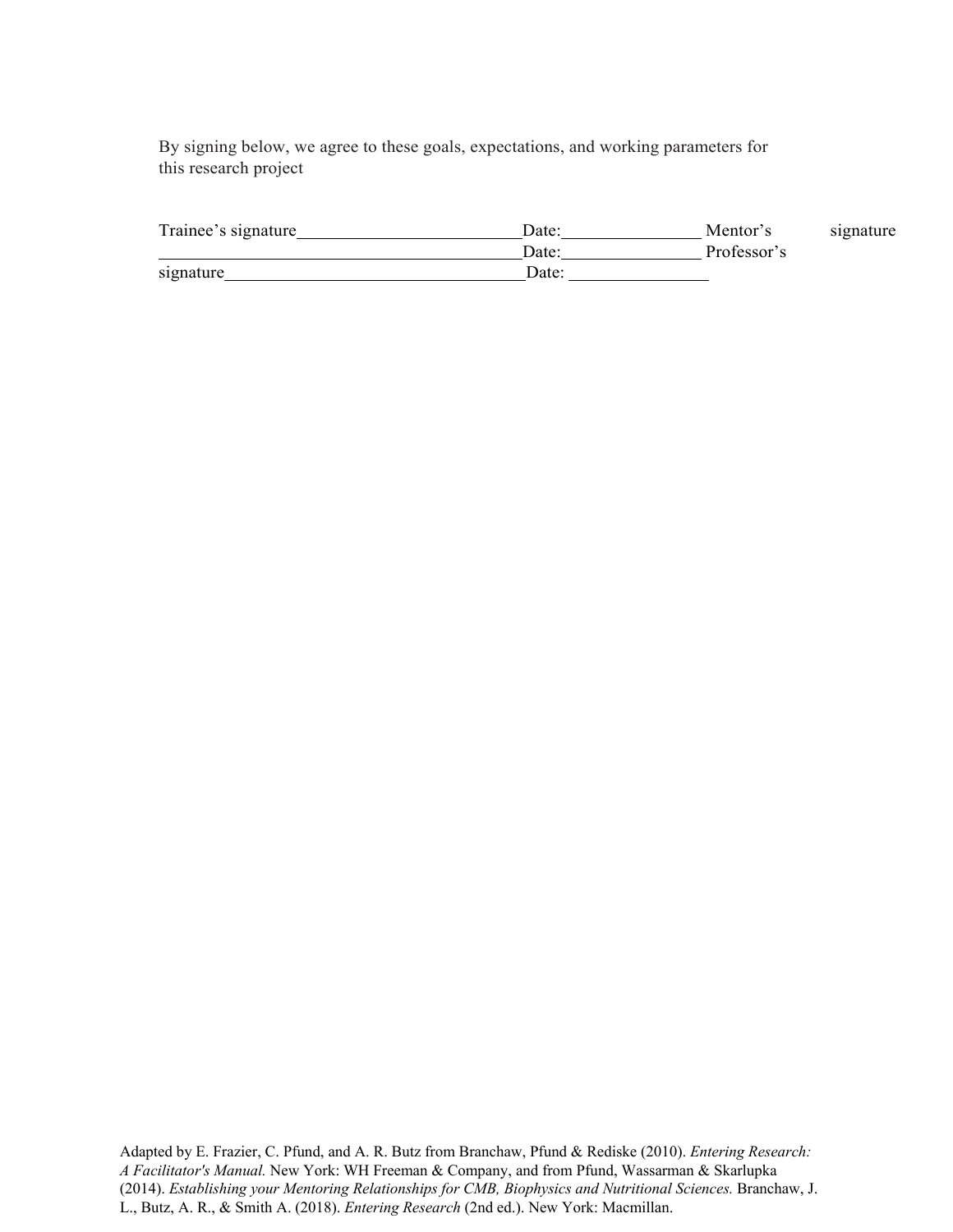By signing below, we agree to these goals, expectations, and working parameters for this research project

Trainee's signature_________________________Date:_______________

Mentor's signature_________________________Date:_______________

Professor's signature_________________________Date: _______________

Adapted by E. Frazier, C. Pfund, and A. R. Butz from Branchaw, Pfund & Rediske (2010). *Entering Research: A Facilitator's Manual.* New York: WH Freeman & Company, and from Pfund, Wassarman & Skarlupka (2014). *Establishing your Mentoring Relationships for CMB, Biophysics and Nutritional Sciences.* Branchaw, J. L., Butz, A. R., & Smith A. (2018). *Entering Research* (2nd ed.). New York: Macmillan.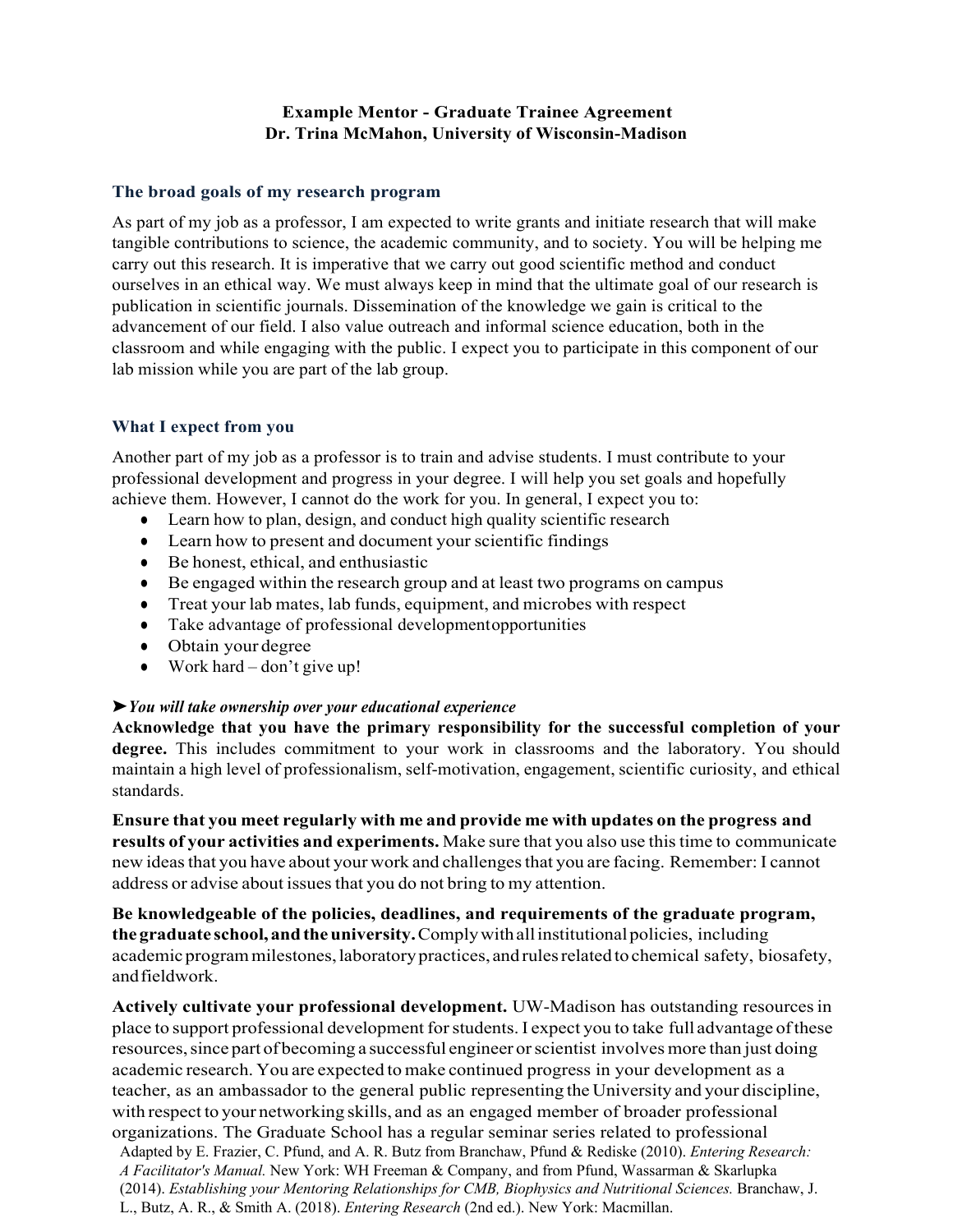**Example Mentor - Graduate Trainee Agreement**
**Dr. Trina McMahon, University of Wisconsin-Madison**

## The broad goals of my research program

As part of my job as a professor, I am expected to write grants and initiate research that will make tangible contributions to science, the academic community, and to society. You will be helping me carry out this research. It is imperative that we carry out good scientific method and conduct ourselves in an ethical way. We must always keep in mind that the ultimate goal of our research is publication in scientific journals. Dissemination of the knowledge we gain is critical to the advancement of our field. I also value outreach and informal science education, both in the classroom and while engaging with the public. I expect you to participate in this component of our lab mission while you are part of the lab group.

## What I expect from you

Another part of my job as a professor is to train and advise students. I must contribute to your professional development and progress in your degree. I will help you set goals and hopefully achieve them. However, I cannot do the work for you. In general, I expect you to:

- Learn how to plan, design, and conduct high quality scientific research
- Learn how to present and document your scientific findings
- Be honest, ethical, and enthusiastic
- Be engaged within the research group and at least two programs on campus
- Treat your lab mates, lab funds, equipment, and microbes with respect
- Take advantage of professional development opportunities
- Obtain your degree
- Work hard – don't give up!

➤***You will take ownership over your educational experience***

**Acknowledge that you have the primary responsibility for the successful completion of your degree.** This includes commitment to your work in classrooms and the laboratory. You should maintain a high level of professionalism, self-motivation, engagement, scientific curiosity, and ethical standards.

**Ensure that you meet regularly with me and provide me with updates on the progress and results of your activities and experiments.** Make sure that you also use this time to communicate new ideas that you have about your work and challenges that you are facing. Remember: I cannot address or advise about issues that you do not bring to my attention.

**Be knowledgeable of the policies, deadlines, and requirements of the graduate program, the graduate school, and the university.** Comply with all institutional policies, including academic program milestones, laboratory practices, and rules related to chemical safety, biosafety, and fieldwork.

**Actively cultivate your professional development.** UW-Madison has outstanding resources in place to support professional development for students. I expect you to take full advantage of these resources, since part of becoming a successful engineer or scientist involves more than just doing academic research. You are expected to make continued progress in your development as a teacher, as an ambassador to the general public representing the University and your discipline, with respect to your networking skills, and as an engaged member of broader professional organizations. The Graduate School has a regular seminar series related to professional

Adapted by E. Frazier, C. Pfund, and A. R. Butz from Branchaw, Pfund & Rediske (2010). *Entering Research: A Facilitator's Manual.* New York: WH Freeman & Company, and from Pfund, Wassarman & Skarlupka (2014). *Establishing your Mentoring Relationships for CMB, Biophysics and Nutritional Sciences.* Branchaw, J. L., Butz, A. R., & Smith A. (2018). *Entering Research* (2nd ed.). New York: Macmillan.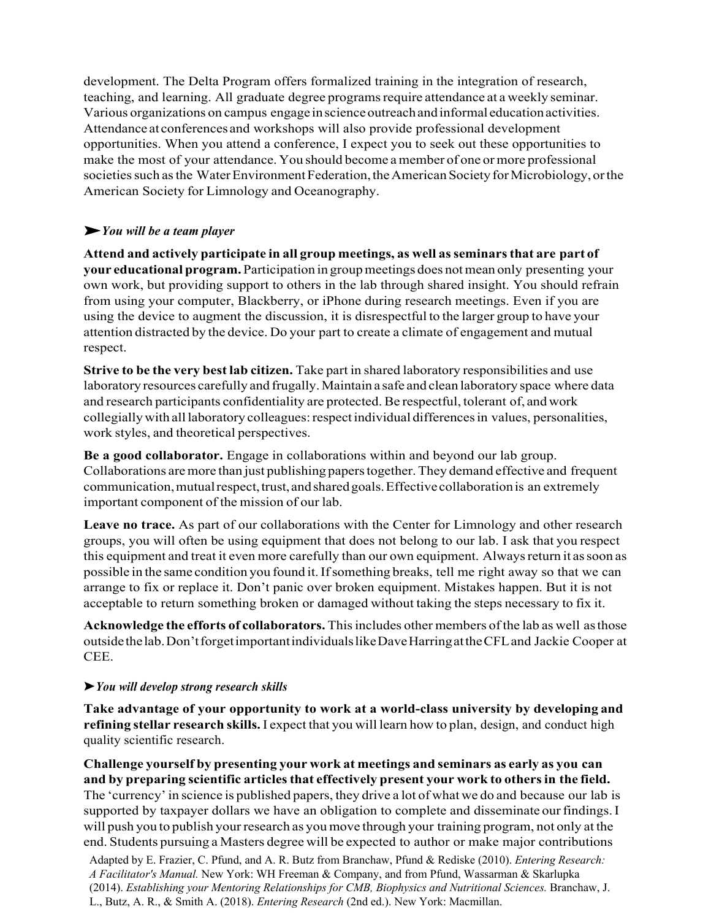development. The Delta Program offers formalized training in the integration of research, teaching, and learning. All graduate degree programs require attendance at a weekly seminar. Various organizations on campus engage in science outreach and informal education activities. Attendance at conferences and workshops will also provide professional development opportunities. When you attend a conference, I expect you to seek out these opportunities to make the most of your attendance. You should become a member of one or more professional societies such as the Water Environment Federation, the American Society for Microbiology, or the American Society for Limnology and Oceanography.

### ➤ *You will be a team player*

**Attend and actively participate in all group meetings, as well as seminars that are part of your educational program.** Participation in group meetings does not mean only presenting your own work, but providing support to others in the lab through shared insight. You should refrain from using your computer, Blackberry, or iPhone during research meetings. Even if you are using the device to augment the discussion, it is disrespectful to the larger group to have your attention distracted by the device. Do your part to create a climate of engagement and mutual respect.

**Strive to be the very best lab citizen.** Take part in shared laboratory responsibilities and use laboratory resources carefully and frugally. Maintain a safe and clean laboratory space where data and research participants confidentiality are protected. Be respectful, tolerant of, and work collegially with all laboratory colleagues: respect individual differences in values, personalities, work styles, and theoretical perspectives.

**Be a good collaborator.** Engage in collaborations within and beyond our lab group. Collaborations are more than just publishing papers together. They demand effective and frequent communication, mutual respect, trust, and shared goals. Effective collaboration is an extremely important component of the mission of our lab.

**Leave no trace.** As part of our collaborations with the Center for Limnology and other research groups, you will often be using equipment that does not belong to our lab. I ask that you respect this equipment and treat it even more carefully than our own equipment. Always return it as soon as possible in the same condition you found it. If something breaks, tell me right away so that we can arrange to fix or replace it. Don't panic over broken equipment. Mistakes happen. But it is not acceptable to return something broken or damaged without taking the steps necessary to fix it.

**Acknowledge the efforts of collaborators.** This includes other members of the lab as well as those outside the lab. Don't forget important individuals like Dave Harring at the CFL and Jackie Cooper at CEE.

### ➤ *You will develop strong research skills*

**Take advantage of your opportunity to work at a world-class university by developing and refining stellar research skills.** I expect that you will learn how to plan, design, and conduct high quality scientific research.

**Challenge yourself by presenting your work at meetings and seminars as early as you can and by preparing scientific articles that effectively present your work to others in the field.** The 'currency' in science is published papers, they drive a lot of what we do and because our lab is supported by taxpayer dollars we have an obligation to complete and disseminate our findings. I will push you to publish your research as you move through your training program, not only at the end. Students pursuing a Masters degree will be expected to author or make major contributions

Adapted by E. Frazier, C. Pfund, and A. R. Butz from Branchaw, Pfund & Rediske (2010). *Entering Research: A Facilitator's Manual.* New York: WH Freeman & Company, and from Pfund, Wassarman & Skarlupka (2014). *Establishing your Mentoring Relationships for CMB, Biophysics and Nutritional Sciences.* Branchaw, J. L., Butz, A. R., & Smith A. (2018). *Entering Research* (2nd ed.). New York: Macmillan.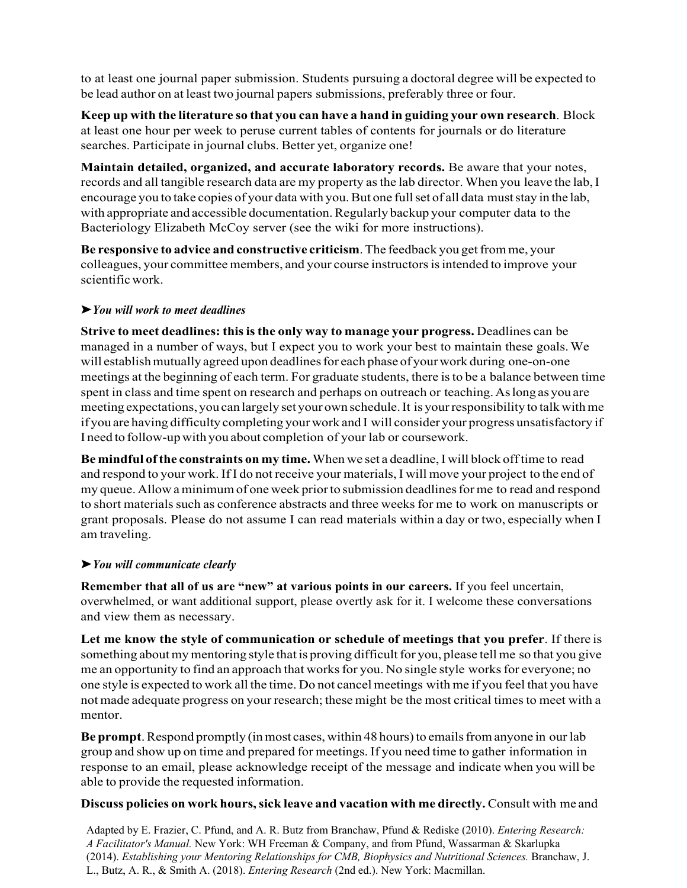to at least one journal paper submission. Students pursuing a doctoral degree will be expected to be lead author on at least two journal papers submissions, preferably three or four.

**Keep up with the literature so that you can have a hand in guiding your own research**. Block at least one hour per week to peruse current tables of contents for journals or do literature searches. Participate in journal clubs. Better yet, organize one!

**Maintain detailed, organized, and accurate laboratory records.** Be aware that your notes, records and all tangible research data are my property as the lab director. When you leave the lab, I encourage you to take copies of your data with you. But one full set of all data must stay in the lab, with appropriate and accessible documentation. Regularly backup your computer data to the Bacteriology Elizabeth McCoy server (see the wiki for more instructions).

**Be responsive to advice and constructive criticism**. The feedback you get from me, your colleagues, your committee members, and your course instructors is intended to improve your scientific work.

➤***You will work to meet deadlines***

**Strive to meet deadlines: this is the only way to manage your progress.** Deadlines can be managed in a number of ways, but I expect you to work your best to maintain these goals. We will establish mutually agreed upon deadlines for each phase of your work during one-on-one meetings at the beginning of each term. For graduate students, there is to be a balance between time spent in class and time spent on research and perhaps on outreach or teaching. As long as you are meeting expectations, you can largely set your own schedule. It is your responsibility to talk with me if you are having difficulty completing your work and I will consider your progress unsatisfactory if I need to follow-up with you about completion of your lab or coursework.

**Be mindful of the constraints on my time.** When we set a deadline, I will block off time to read and respond to your work. If I do not receive your materials, I will move your project to the end of my queue. Allow a minimum of one week prior to submission deadlines for me to read and respond to short materials such as conference abstracts and three weeks for me to work on manuscripts or grant proposals. Please do not assume I can read materials within a day or two, especially when I am traveling.

➤***You will communicate clearly***

**Remember that all of us are "new" at various points in our careers.** If you feel uncertain, overwhelmed, or want additional support, please overtly ask for it. I welcome these conversations and view them as necessary.

**Let me know the style of communication or schedule of meetings that you prefer**. If there is something about my mentoring style that is proving difficult for you, please tell me so that you give me an opportunity to find an approach that works for you. No single style works for everyone; no one style is expected to work all the time. Do not cancel meetings with me if you feel that you have not made adequate progress on your research; these might be the most critical times to meet with a mentor.

**Be prompt**. Respond promptly (in most cases, within 48 hours) to emails from anyone in our lab group and show up on time and prepared for meetings. If you need time to gather information in response to an email, please acknowledge receipt of the message and indicate when you will be able to provide the requested information.

**Discuss policies on work hours, sick leave and vacation with me directly.** Consult with me and

Adapted by E. Frazier, C. Pfund, and A. R. Butz from Branchaw, Pfund & Rediske (2010). *Entering Research: A Facilitator's Manual.* New York: WH Freeman & Company, and from Pfund, Wassarman & Skarlupka (2014). *Establishing your Mentoring Relationships for CMB, Biophysics and Nutritional Sciences.* Branchaw, J. L., Butz, A. R., & Smith A. (2018). *Entering Research* (2nd ed.). New York: Macmillan.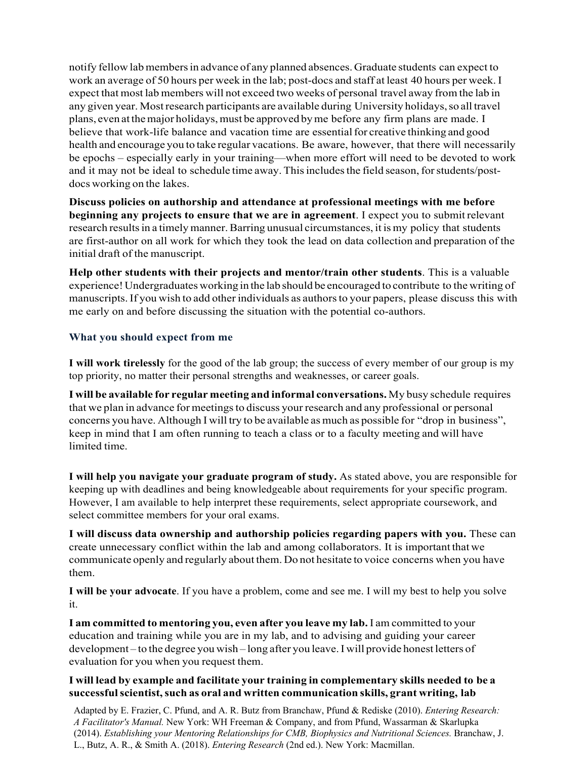notify fellow lab members in advance of any planned absences. Graduate students can expect to work an average of 50 hours per week in the lab; post-docs and staff at least 40 hours per week. I expect that most lab members will not exceed two weeks of personal travel away from the lab in any given year. Most research participants are available during University holidays, so all travel plans, even at the major holidays, must be approved by me before any firm plans are made. I believe that work-life balance and vacation time are essential for creative thinking and good health and encourage you to take regular vacations. Be aware, however, that there will necessarily be epochs – especially early in your training—when more effort will need to be devoted to work and it may not be ideal to schedule time away. This includes the field season, for students/post-docs working on the lakes.

**Discuss policies on authorship and attendance at professional meetings with me before beginning any projects to ensure that we are in agreement**. I expect you to submit relevant research results in a timely manner. Barring unusual circumstances, it is my policy that students are first-author on all work for which they took the lead on data collection and preparation of the initial draft of the manuscript.

**Help other students with their projects and mentor/train other students**. This is a valuable experience! Undergraduates working in the lab should be encouraged to contribute to the writing of manuscripts. If you wish to add other individuals as authors to your papers, please discuss this with me early on and before discussing the situation with the potential co-authors.

### What you should expect from me

**I will work tirelessly** for the good of the lab group; the success of every member of our group is my top priority, no matter their personal strengths and weaknesses, or career goals.

**I will be available for regular meeting and informal conversations.** My busy schedule requires that we plan in advance for meetings to discuss your research and any professional or personal concerns you have. Although I will try to be available as much as possible for "drop in business", keep in mind that I am often running to teach a class or to a faculty meeting and will have limited time.

**I will help you navigate your graduate program of study.** As stated above, you are responsible for keeping up with deadlines and being knowledgeable about requirements for your specific program. However, I am available to help interpret these requirements, select appropriate coursework, and select committee members for your oral exams.

**I will discuss data ownership and authorship policies regarding papers with you.** These can create unnecessary conflict within the lab and among collaborators. It is important that we communicate openly and regularly about them. Do not hesitate to voice concerns when you have them.

**I will be your advocate**. If you have a problem, come and see me. I will my best to help you solve it.

**I am committed to mentoring you, even after you leave my lab.** I am committed to your education and training while you are in my lab, and to advising and guiding your career development – to the degree you wish – long after you leave. I will provide honest letters of evaluation for you when you request them.

**I will lead by example and facilitate your training in complementary skills needed to be a successful scientist, such as oral and written communication skills, grant writing, lab**

Adapted by E. Frazier, C. Pfund, and A. R. Butz from Branchaw, Pfund & Rediske (2010). *Entering Research: A Facilitator's Manual.* New York: WH Freeman & Company, and from Pfund, Wassarman & Skarlupka (2014). *Establishing your Mentoring Relationships for CMB, Biophysics and Nutritional Sciences.* Branchaw, J. L., Butz, A. R., & Smith A. (2018). *Entering Research* (2nd ed.). New York: Macmillan.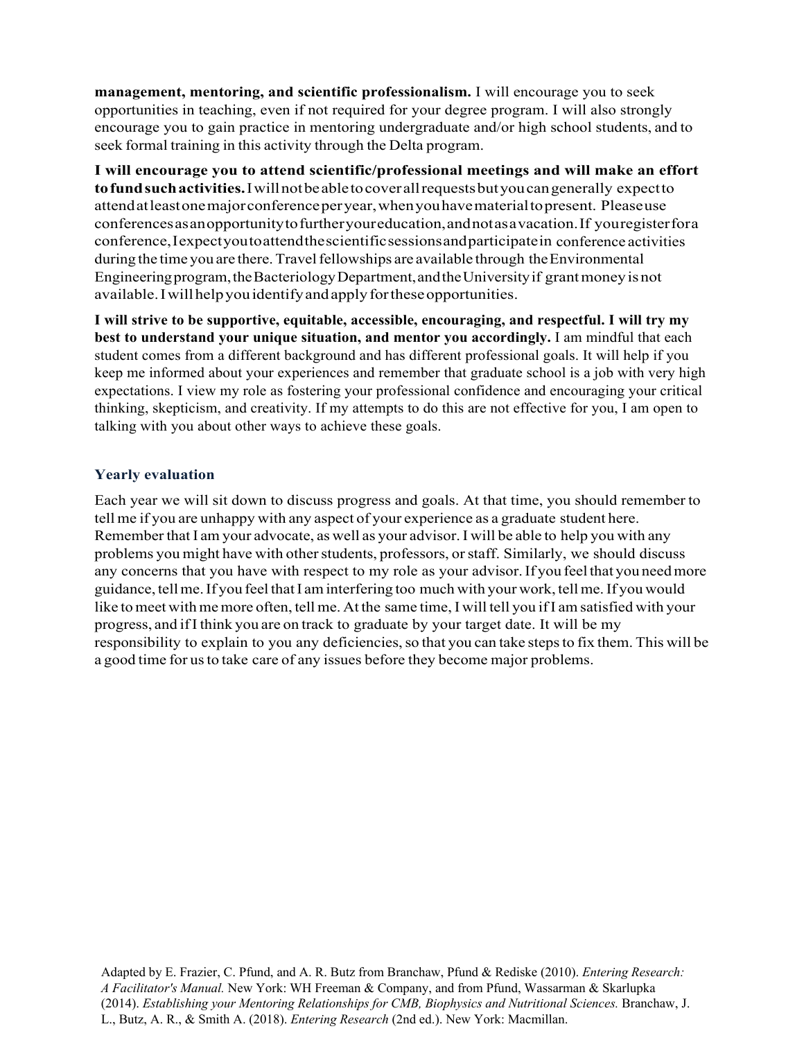**management, mentoring, and scientific professionalism.** I will encourage you to seek opportunities in teaching, even if not required for your degree program. I will also strongly encourage you to gain practice in mentoring undergraduate and/or high school students, and to seek formal training in this activity through the Delta program.

**I will encourage you to attend scientific/professional meetings and will make an effort to fund such activities.** I will not be able to cover all requests but you can generally expect to attend at least one major conference per year, when you have material to present. Please use conferences as an opportunity to further your education, and not as a vacation. If you register for a conference, I expect you to attend the scientific sessions and participate in conference activities during the time you are there. Travel fellowships are available through the Environmental Engineering program, the Bacteriology Department, and the University if grant money is not available. I will help you identify and apply for these opportunities.

**I will strive to be supportive, equitable, accessible, encouraging, and respectful. I will try my best to understand your unique situation, and mentor you accordingly.** I am mindful that each student comes from a different background and has different professional goals. It will help if you keep me informed about your experiences and remember that graduate school is a job with very high expectations. I view my role as fostering your professional confidence and encouraging your critical thinking, skepticism, and creativity. If my attempts to do this are not effective for you, I am open to talking with you about other ways to achieve these goals.

### Yearly evaluation

Each year we will sit down to discuss progress and goals. At that time, you should remember to tell me if you are unhappy with any aspect of your experience as a graduate student here. Remember that I am your advocate, as well as your advisor. I will be able to help you with any problems you might have with other students, professors, or staff. Similarly, we should discuss any concerns that you have with respect to my role as your advisor. If you feel that you need more guidance, tell me. If you feel that I am interfering too much with your work, tell me. If you would like to meet with me more often, tell me. At the same time, I will tell you if I am satisfied with your progress, and if I think you are on track to graduate by your target date. It will be my responsibility to explain to you any deficiencies, so that you can take steps to fix them. This will be a good time for us to take care of any issues before they become major problems.

Adapted by E. Frazier, C. Pfund, and A. R. Butz from Branchaw, Pfund & Rediske (2010). *Entering Research: A Facilitator's Manual.* New York: WH Freeman & Company, and from Pfund, Wassarman & Skarlupka (2014). *Establishing your Mentoring Relationships for CMB, Biophysics and Nutritional Sciences.* Branchaw, J. L., Butz, A. R., & Smith A. (2018). *Entering Research* (2nd ed.). New York: Macmillan.